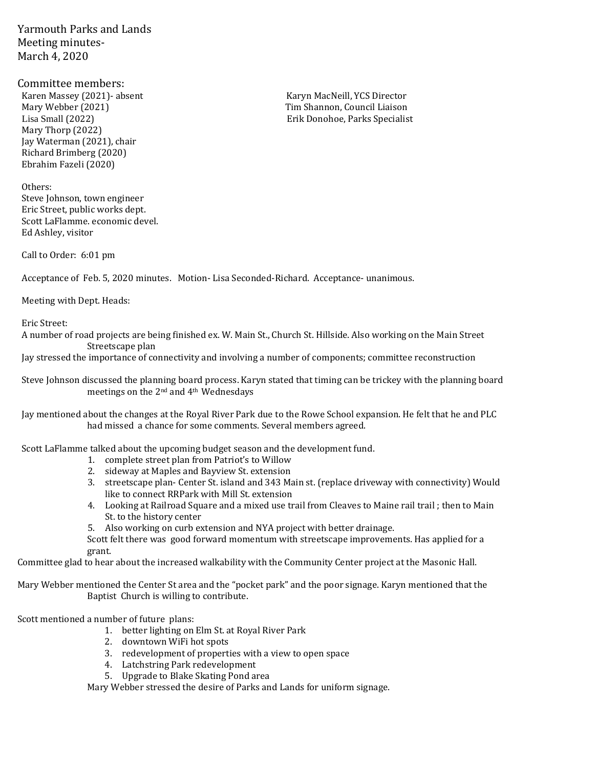Yarmouth Parks and Lands
Meeting minutes-
March 4, 2020

Committee members:

Karen Massey (2021)- absent
Mary Webber (2021)
Lisa Small (2022)
Mary Thorp (2022)
Jay Waterman (2021), chair
Richard Brimberg (2020)
Ebrahim Fazeli (2020)

Karyn MacNeill, YCS Director
Tim Shannon, Council Liaison
Erik Donohoe, Parks Specialist

Others:
Steve Johnson, town engineer
Eric Street, public works dept.
Scott LaFlamme. economic devel.
Ed Ashley, visitor

Call to Order: 6:01 pm

Acceptance of Feb. 5, 2020 minutes. Motion- Lisa Seconded-Richard. Acceptance- unanimous.

Meeting with Dept. Heads:

Eric Street:
A number of road projects are being finished ex. W. Main St., Church St. Hillside. Also working on the Main Street Streetscape plan
Jay stressed the importance of connectivity and involving a number of components; committee reconstruction

Steve Johnson discussed the planning board process. Karyn stated that timing can be trickey with the planning board meetings on the 2nd and 4th Wednesdays

Jay mentioned about the changes at the Royal River Park due to the Rowe School expansion. He felt that he and PLC had missed a chance for some comments. Several members agreed.

Scott LaFlamme talked about the upcoming budget season and the development fund.

1. complete street plan from Patriot's to Willow
2. sideway at Maples and Bayview St. extension
3. streetscape plan- Center St. island and 343 Main st. (replace driveway with connectivity) Would like to connect RRPark with Mill St. extension
4. Looking at Railroad Square and a mixed use trail from Cleaves to Maine rail trail ; then to Main St. to the history center
5. Also working on curb extension and NYA project with better drainage.

Scott felt there was good forward momentum with streetscape improvements. Has applied for a grant.

Committee glad to hear about the increased walkability with the Community Center project at the Masonic Hall.

Mary Webber mentioned the Center St area and the "pocket park" and the poor signage. Karyn mentioned that the Baptist Church is willing to contribute.

Scott mentioned a number of future plans:

1. better lighting on Elm St. at Royal River Park
2. downtown WiFi hot spots
3. redevelopment of properties with a view to open space
4. Latchstring Park redevelopment
5. Upgrade to Blake Skating Pond area

Mary Webber stressed the desire of Parks and Lands for uniform signage.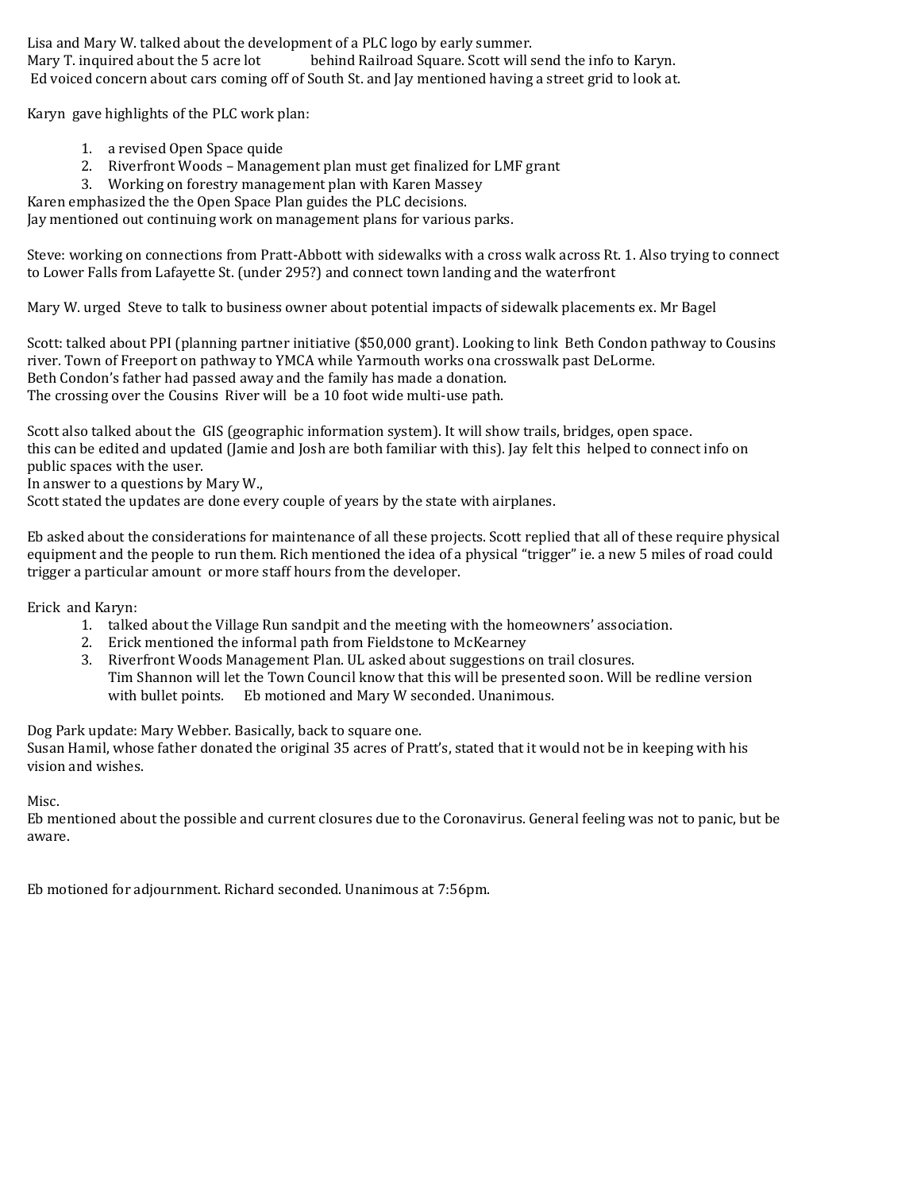Lisa and Mary W. talked about the development of a PLC logo by early summer.
Mary T. inquired about the 5 acre lot behind Railroad Square. Scott will send the info to Karyn.
Ed voiced concern about cars coming off of South St. and Jay mentioned having a street grid to look at.

Karyn gave highlights of the PLC work plan:

1. a revised Open Space quide
2. Riverfront Woods – Management plan must get finalized for LMF grant
3. Working on forestry management plan with Karen Massey

Karen emphasized the the Open Space Plan guides the PLC decisions.
Jay mentioned out continuing work on management plans for various parks.

Steve: working on connections from Pratt-Abbott with sidewalks with a cross walk across Rt. 1. Also trying to connect to Lower Falls from Lafayette St. (under 295?) and connect town landing and the waterfront

Mary W. urged Steve to talk to business owner about potential impacts of sidewalk placements ex. Mr Bagel

Scott: talked about PPI (planning partner initiative ($50,000 grant). Looking to link Beth Condon pathway to Cousins river. Town of Freeport on pathway to YMCA while Yarmouth works ona crosswalk past DeLorme.
Beth Condon's father had passed away and the family has made a donation.
The crossing over the Cousins River will be a 10 foot wide multi-use path.

Scott also talked about the GIS (geographic information system). It will show trails, bridges, open space.
this can be edited and updated (Jamie and Josh are both familiar with this). Jay felt this helped to connect info on public spaces with the user.
In answer to a questions by Mary W.,
Scott stated the updates are done every couple of years by the state with airplanes.

Eb asked about the considerations for maintenance of all these projects. Scott replied that all of these require physical equipment and the people to run them. Rich mentioned the idea of a physical "trigger" ie. a new 5 miles of road could trigger a particular amount or more staff hours from the developer.

Erick and Karyn:

1. talked about the Village Run sandpit and the meeting with the homeowners' association.
2. Erick mentioned the informal path from Fieldstone to McKearney
3. Riverfront Woods Management Plan. UL asked about suggestions on trail closures.
   Tim Shannon will let the Town Council know that this will be presented soon. Will be redline version with bullet points. Eb motioned and Mary W seconded. Unanimous.

Dog Park update: Mary Webber. Basically, back to square one.
Susan Hamil, whose father donated the original 35 acres of Pratt's, stated that it would not be in keeping with his vision and wishes.

Misc.
Eb mentioned about the possible and current closures due to the Coronavirus. General feeling was not to panic, but be aware.

Eb motioned for adjournment. Richard seconded. Unanimous at 7:56pm.